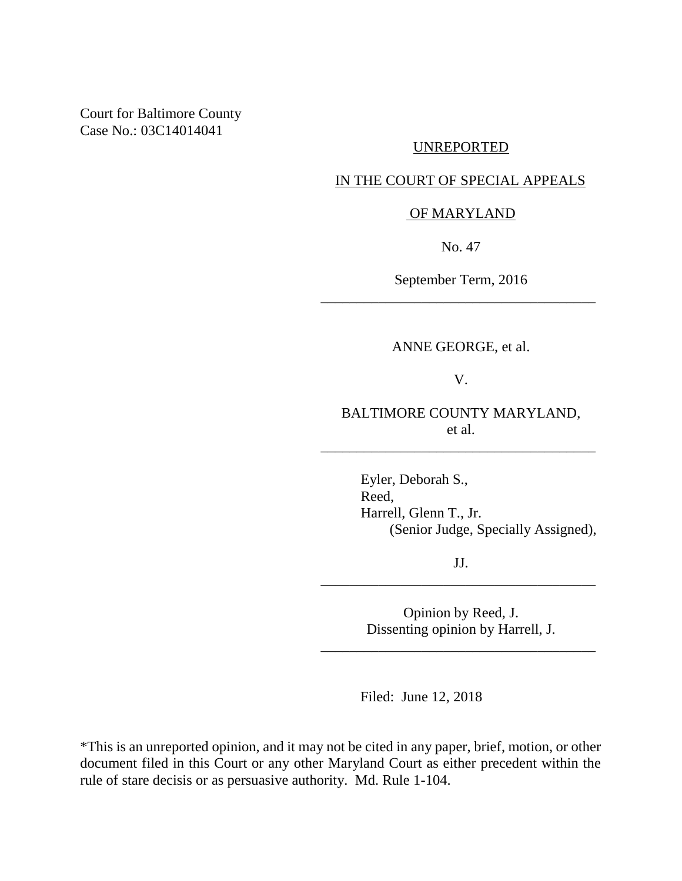Court for Baltimore County
Case No.: 03C14014041

UNREPORTED

IN THE COURT OF SPECIAL APPEALS

OF MARYLAND

No. 47

September Term, 2016

---

ANNE GEORGE, et al.

V.

BALTIMORE COUNTY MARYLAND, et al.

---

Eyler, Deborah S.,
Reed,
Harrell, Glenn T., Jr.
(Senior Judge, Specially Assigned),

JJ.

---

Opinion by Reed, J.
Dissenting opinion by Harrell, J.

---

Filed: June 12, 2018

*This is an unreported opinion, and it may not be cited in any paper, brief, motion, or other document filed in this Court or any other Maryland Court as either precedent within the rule of stare decisis or as persuasive authority. Md. Rule 1-104.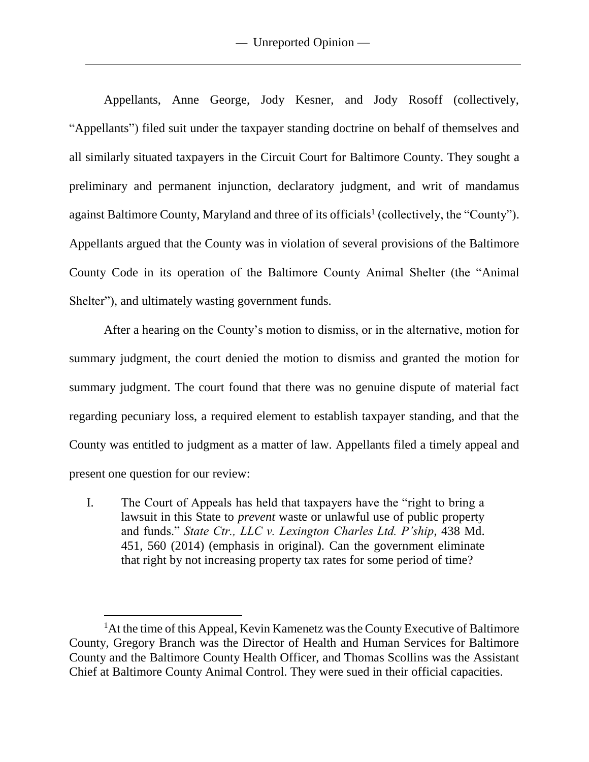Appellants, Anne George, Jody Kesner, and Jody Rosoff (collectively, "Appellants") filed suit under the taxpayer standing doctrine on behalf of themselves and all similarly situated taxpayers in the Circuit Court for Baltimore County. They sought a preliminary and permanent injunction, declaratory judgment, and writ of mandamus against Baltimore County, Maryland and three of its officials[1] (collectively, the "County"). Appellants argued that the County was in violation of several provisions of the Baltimore County Code in its operation of the Baltimore County Animal Shelter (the "Animal Shelter"), and ultimately wasting government funds.

After a hearing on the County's motion to dismiss, or in the alternative, motion for summary judgment, the court denied the motion to dismiss and granted the motion for summary judgment. The court found that there was no genuine dispute of material fact regarding pecuniary loss, a required element to establish taxpayer standing, and that the County was entitled to judgment as a matter of law. Appellants filed a timely appeal and present one question for our review:

I. The Court of Appeals has held that taxpayers have the "right to bring a lawsuit in this State to *prevent* waste or unlawful use of public property and funds." *State Ctr., LLC v. Lexington Charles Ltd. P'ship*, 438 Md. 451, 560 (2014) (emphasis in original). Can the government eliminate that right by not increasing property tax rates for some period of time?

---

[1] At the time of this Appeal, Kevin Kamenetz was the County Executive of Baltimore County, Gregory Branch was the Director of Health and Human Services for Baltimore County and the Baltimore County Health Officer, and Thomas Scollins was the Assistant Chief at Baltimore County Animal Control. They were sued in their official capacities.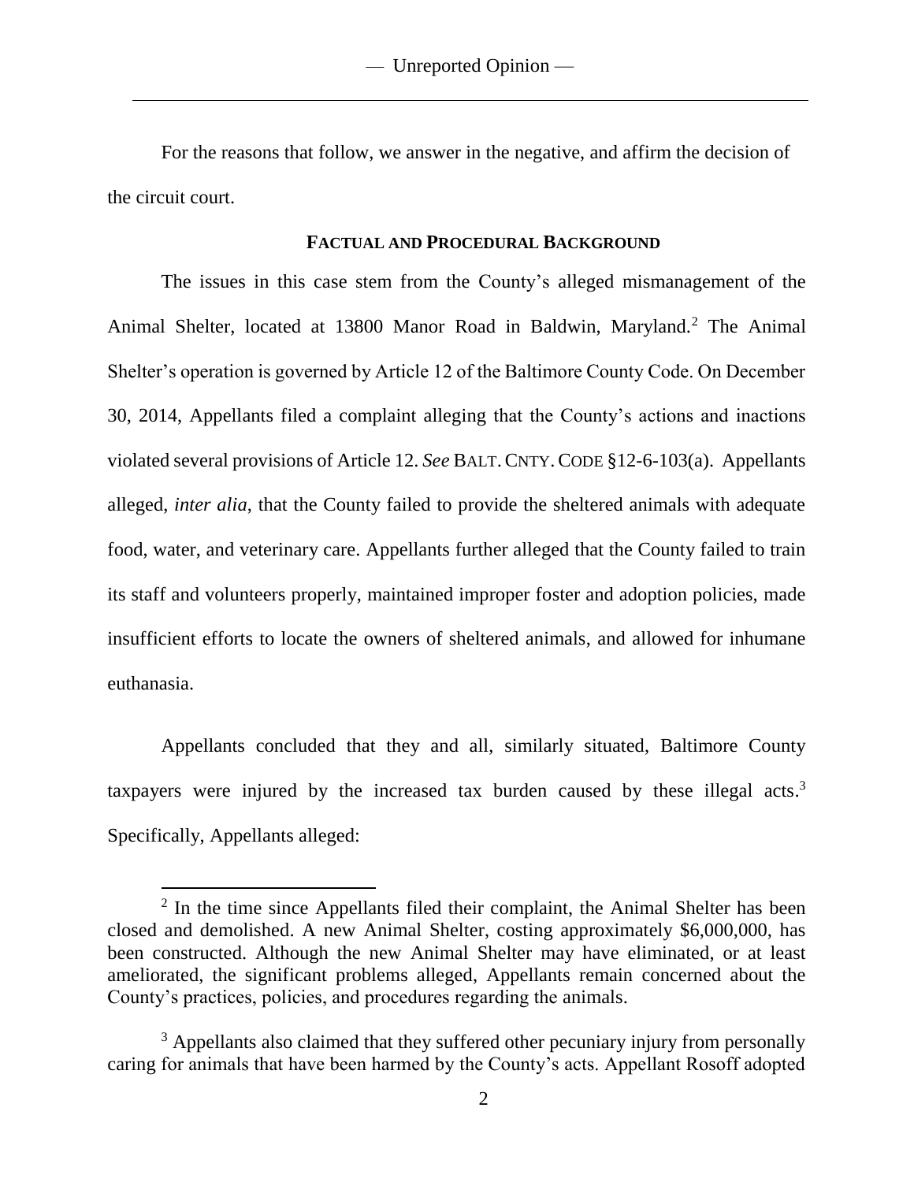For the reasons that follow, we answer in the negative, and affirm the decision of the circuit court.

## **FACTUAL AND PROCEDURAL BACKGROUND**

The issues in this case stem from the County's alleged mismanagement of the Animal Shelter, located at 13800 Manor Road in Baldwin, Maryland.[2] The Animal Shelter's operation is governed by Article 12 of the Baltimore County Code. On December 30, 2014, Appellants filed a complaint alleging that the County's actions and inactions violated several provisions of Article 12. *See* BALT. CNTY. CODE §12-6-103(a). Appellants alleged, *inter alia*, that the County failed to provide the sheltered animals with adequate food, water, and veterinary care. Appellants further alleged that the County failed to train its staff and volunteers properly, maintained improper foster and adoption policies, made insufficient efforts to locate the owners of sheltered animals, and allowed for inhumane euthanasia.

Appellants concluded that they and all, similarly situated, Baltimore County taxpayers were injured by the increased tax burden caused by these illegal acts.[3] Specifically, Appellants alleged:

---

[2] In the time since Appellants filed their complaint, the Animal Shelter has been closed and demolished. A new Animal Shelter, costing approximately $6,000,000, has been constructed. Although the new Animal Shelter may have eliminated, or at least ameliorated, the significant problems alleged, Appellants remain concerned about the County's practices, policies, and procedures regarding the animals.

[3] Appellants also claimed that they suffered other pecuniary injury from personally caring for animals that have been harmed by the County's acts. Appellant Rosoff adopted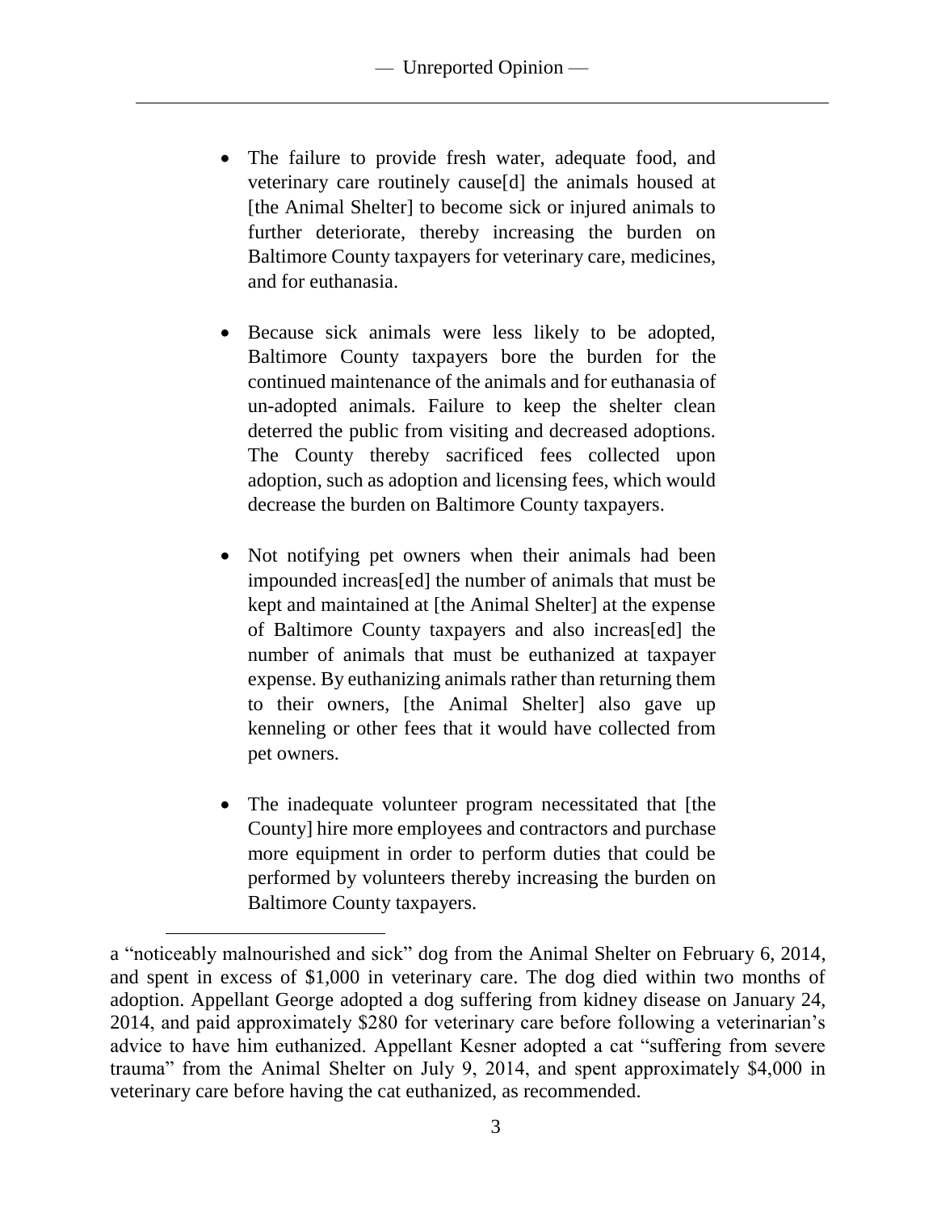- The failure to provide fresh water, adequate food, and veterinary care routinely cause[d] the animals housed at [the Animal Shelter] to become sick or injured animals to further deteriorate, thereby increasing the burden on Baltimore County taxpayers for veterinary care, medicines, and for euthanasia.

- Because sick animals were less likely to be adopted, Baltimore County taxpayers bore the burden for the continued maintenance of the animals and for euthanasia of un-adopted animals. Failure to keep the shelter clean deterred the public from visiting and decreased adoptions. The County thereby sacrificed fees collected upon adoption, such as adoption and licensing fees, which would decrease the burden on Baltimore County taxpayers.

- Not notifying pet owners when their animals had been impounded increas[ed] the number of animals that must be kept and maintained at [the Animal Shelter] at the expense of Baltimore County taxpayers and also increas[ed] the number of animals that must be euthanized at taxpayer expense. By euthanizing animals rather than returning them to their owners, [the Animal Shelter] also gave up kenneling or other fees that it would have collected from pet owners.

- The inadequate volunteer program necessitated that [the County] hire more employees and contractors and purchase more equipment in order to perform duties that could be performed by volunteers thereby increasing the burden on Baltimore County taxpayers.

---

a "noticeably malnourished and sick" dog from the Animal Shelter on February 6, 2014, and spent in excess of $1,000 in veterinary care. The dog died within two months of adoption. Appellant George adopted a dog suffering from kidney disease on January 24, 2014, and paid approximately $280 for veterinary care before following a veterinarian's advice to have him euthanized. Appellant Kesner adopted a cat "suffering from severe trauma" from the Animal Shelter on July 9, 2014, and spent approximately $4,000 in veterinary care before having the cat euthanized, as recommended.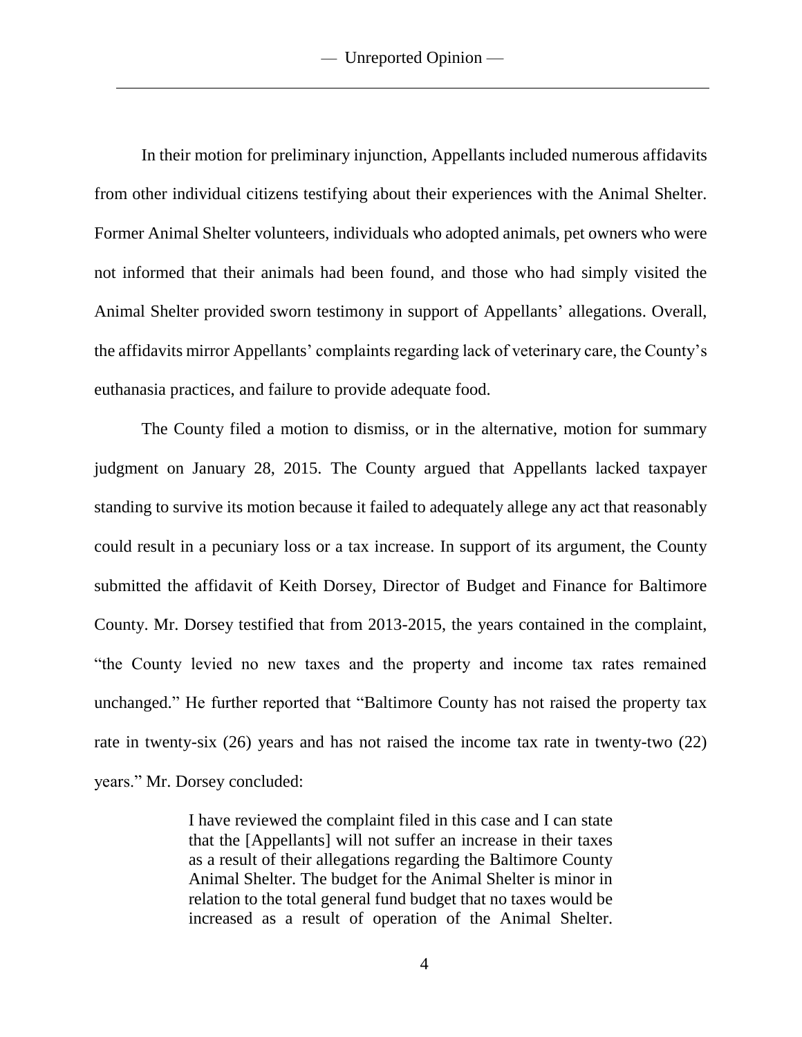In their motion for preliminary injunction, Appellants included numerous affidavits from other individual citizens testifying about their experiences with the Animal Shelter. Former Animal Shelter volunteers, individuals who adopted animals, pet owners who were not informed that their animals had been found, and those who had simply visited the Animal Shelter provided sworn testimony in support of Appellants' allegations. Overall, the affidavits mirror Appellants' complaints regarding lack of veterinary care, the County's euthanasia practices, and failure to provide adequate food.

The County filed a motion to dismiss, or in the alternative, motion for summary judgment on January 28, 2015. The County argued that Appellants lacked taxpayer standing to survive its motion because it failed to adequately allege any act that reasonably could result in a pecuniary loss or a tax increase. In support of its argument, the County submitted the affidavit of Keith Dorsey, Director of Budget and Finance for Baltimore County. Mr. Dorsey testified that from 2013-2015, the years contained in the complaint, "the County levied no new taxes and the property and income tax rates remained unchanged." He further reported that "Baltimore County has not raised the property tax rate in twenty-six (26) years and has not raised the income tax rate in twenty-two (22) years." Mr. Dorsey concluded:

> I have reviewed the complaint filed in this case and I can state that the [Appellants] will not suffer an increase in their taxes as a result of their allegations regarding the Baltimore County Animal Shelter. The budget for the Animal Shelter is minor in relation to the total general fund budget that no taxes would be increased as a result of operation of the Animal Shelter.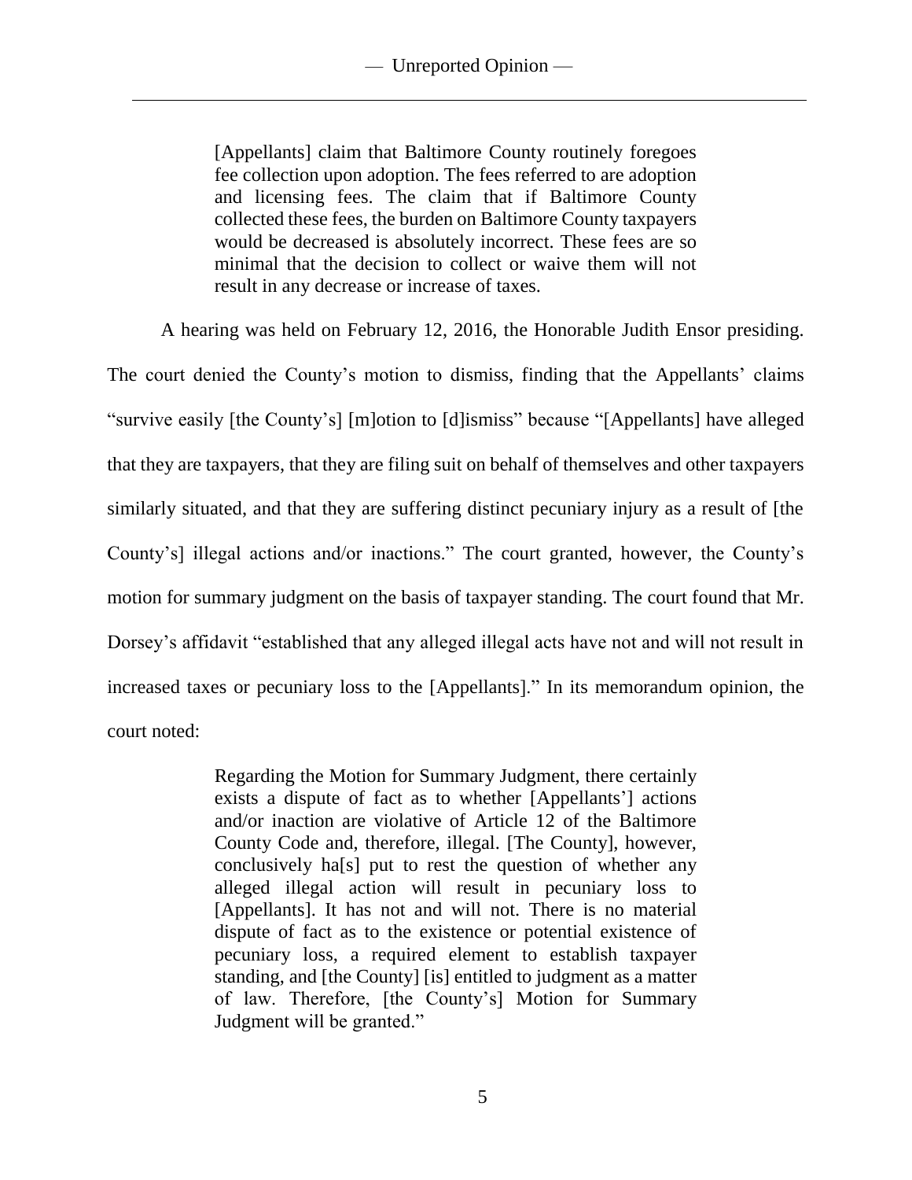> [Appellants] claim that Baltimore County routinely foregoes fee collection upon adoption. The fees referred to are adoption and licensing fees. The claim that if Baltimore County collected these fees, the burden on Baltimore County taxpayers would be decreased is absolutely incorrect. These fees are so minimal that the decision to collect or waive them will not result in any decrease or increase of taxes.

A hearing was held on February 12, 2016, the Honorable Judith Ensor presiding. The court denied the County's motion to dismiss, finding that the Appellants' claims "survive easily [the County's] [m]otion to [d]ismiss" because "[Appellants] have alleged that they are taxpayers, that they are filing suit on behalf of themselves and other taxpayers similarly situated, and that they are suffering distinct pecuniary injury as a result of [the County's] illegal actions and/or inactions." The court granted, however, the County's motion for summary judgment on the basis of taxpayer standing. The court found that Mr. Dorsey's affidavit "established that any alleged illegal acts have not and will not result in increased taxes or pecuniary loss to the [Appellants]." In its memorandum opinion, the court noted:

> Regarding the Motion for Summary Judgment, there certainly exists a dispute of fact as to whether [Appellants'] actions and/or inaction are violative of Article 12 of the Baltimore County Code and, therefore, illegal. [The County], however, conclusively ha[s] put to rest the question of whether any alleged illegal action will result in pecuniary loss to [Appellants]. It has not and will not. There is no material dispute of fact as to the existence or potential existence of pecuniary loss, a required element to establish taxpayer standing, and [the County] [is] entitled to judgment as a matter of law. Therefore, [the County's] Motion for Summary Judgment will be granted."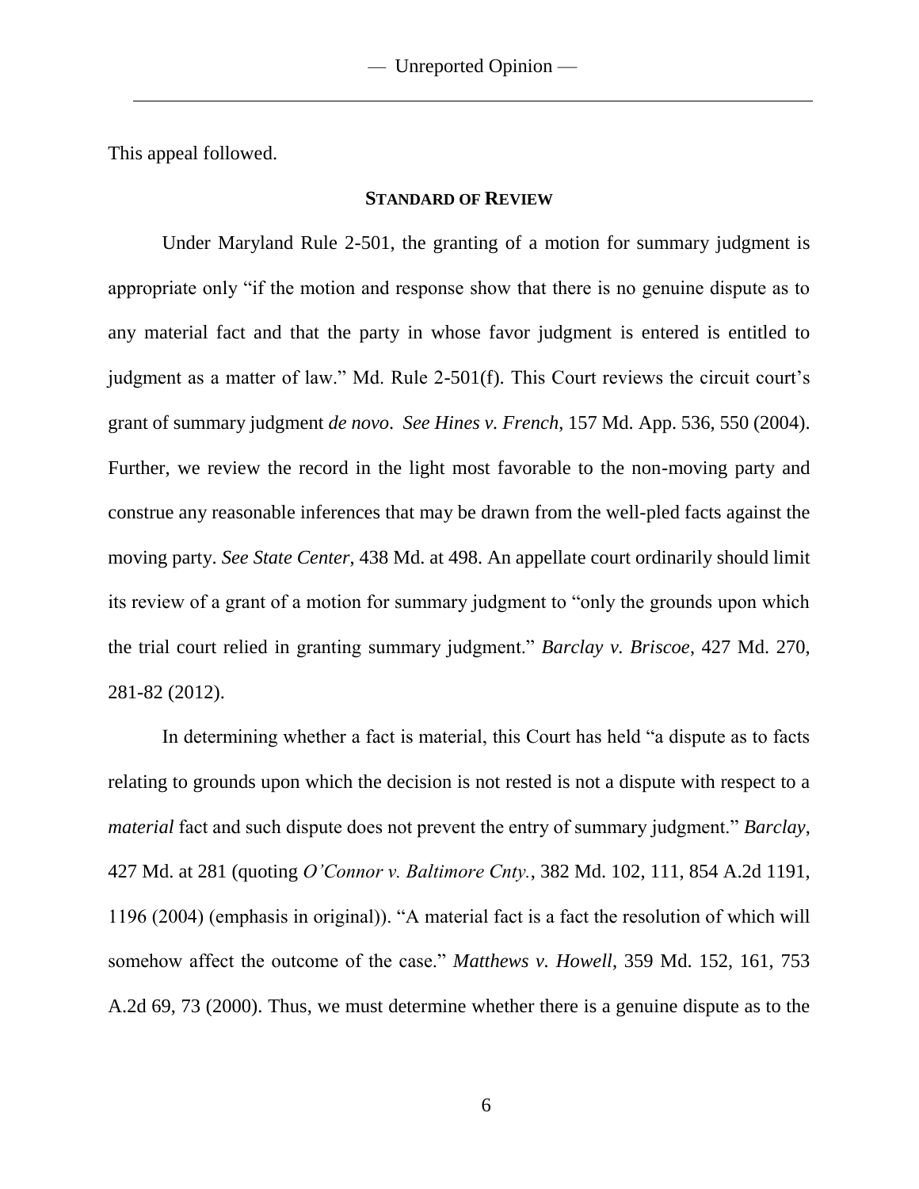This appeal followed.

## STANDARD OF REVIEW

Under Maryland Rule 2-501, the granting of a motion for summary judgment is appropriate only "if the motion and response show that there is no genuine dispute as to any material fact and that the party in whose favor judgment is entered is entitled to judgment as a matter of law." Md. Rule 2-501(f). This Court reviews the circuit court's grant of summary judgment *de novo*. *See Hines v. French*, 157 Md. App. 536, 550 (2004). Further, we review the record in the light most favorable to the non-moving party and construe any reasonable inferences that may be drawn from the well-pled facts against the moving party. *See State Center*, 438 Md. at 498. An appellate court ordinarily should limit its review of a grant of a motion for summary judgment to "only the grounds upon which the trial court relied in granting summary judgment." *Barclay v. Briscoe*, 427 Md. 270, 281-82 (2012).

In determining whether a fact is material, this Court has held "a dispute as to facts relating to grounds upon which the decision is not rested is not a dispute with respect to a *material* fact and such dispute does not prevent the entry of summary judgment." *Barclay*, 427 Md. at 281 (quoting *O'Connor v. Baltimore Cnty.*, 382 Md. 102, 111, 854 A.2d 1191, 1196 (2004) (emphasis in original)). "A material fact is a fact the resolution of which will somehow affect the outcome of the case." *Matthews v. Howell*, 359 Md. 152, 161, 753 A.2d 69, 73 (2000). Thus, we must determine whether there is a genuine dispute as to the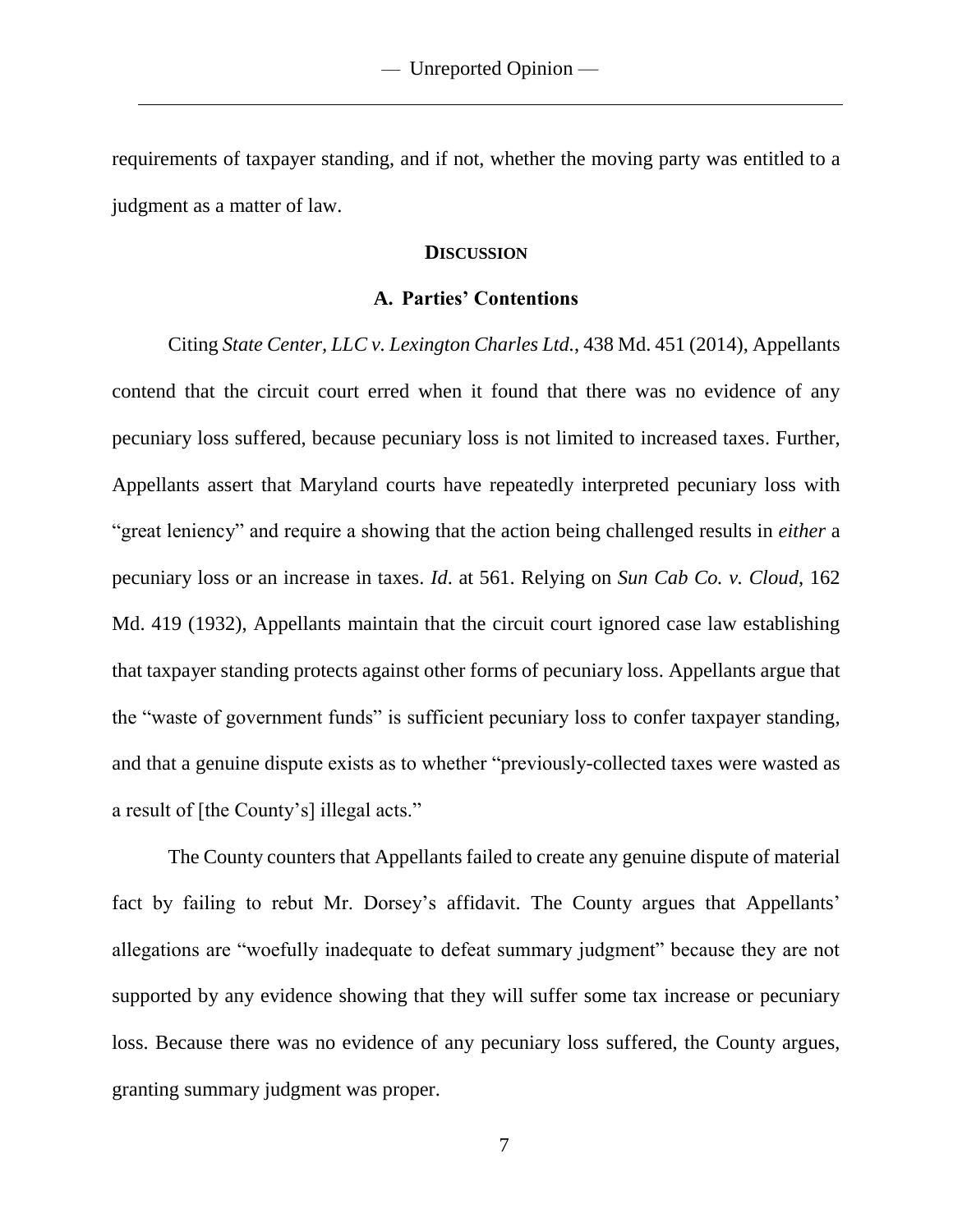requirements of taxpayer standing, and if not, whether the moving party was entitled to a judgment as a matter of law.

## **DISCUSSION**

### **A. Parties' Contentions**

Citing *State Center, LLC v. Lexington Charles Ltd.*, 438 Md. 451 (2014), Appellants contend that the circuit court erred when it found that there was no evidence of any pecuniary loss suffered, because pecuniary loss is not limited to increased taxes. Further, Appellants assert that Maryland courts have repeatedly interpreted pecuniary loss with "great leniency" and require a showing that the action being challenged results in *either* a pecuniary loss or an increase in taxes. *Id.* at 561. Relying on *Sun Cab Co. v. Cloud*, 162 Md. 419 (1932), Appellants maintain that the circuit court ignored case law establishing that taxpayer standing protects against other forms of pecuniary loss. Appellants argue that the "waste of government funds" is sufficient pecuniary loss to confer taxpayer standing, and that a genuine dispute exists as to whether "previously-collected taxes were wasted as a result of [the County's] illegal acts."

The County counters that Appellants failed to create any genuine dispute of material fact by failing to rebut Mr. Dorsey's affidavit. The County argues that Appellants' allegations are "woefully inadequate to defeat summary judgment" because they are not supported by any evidence showing that they will suffer some tax increase or pecuniary loss. Because there was no evidence of any pecuniary loss suffered, the County argues, granting summary judgment was proper.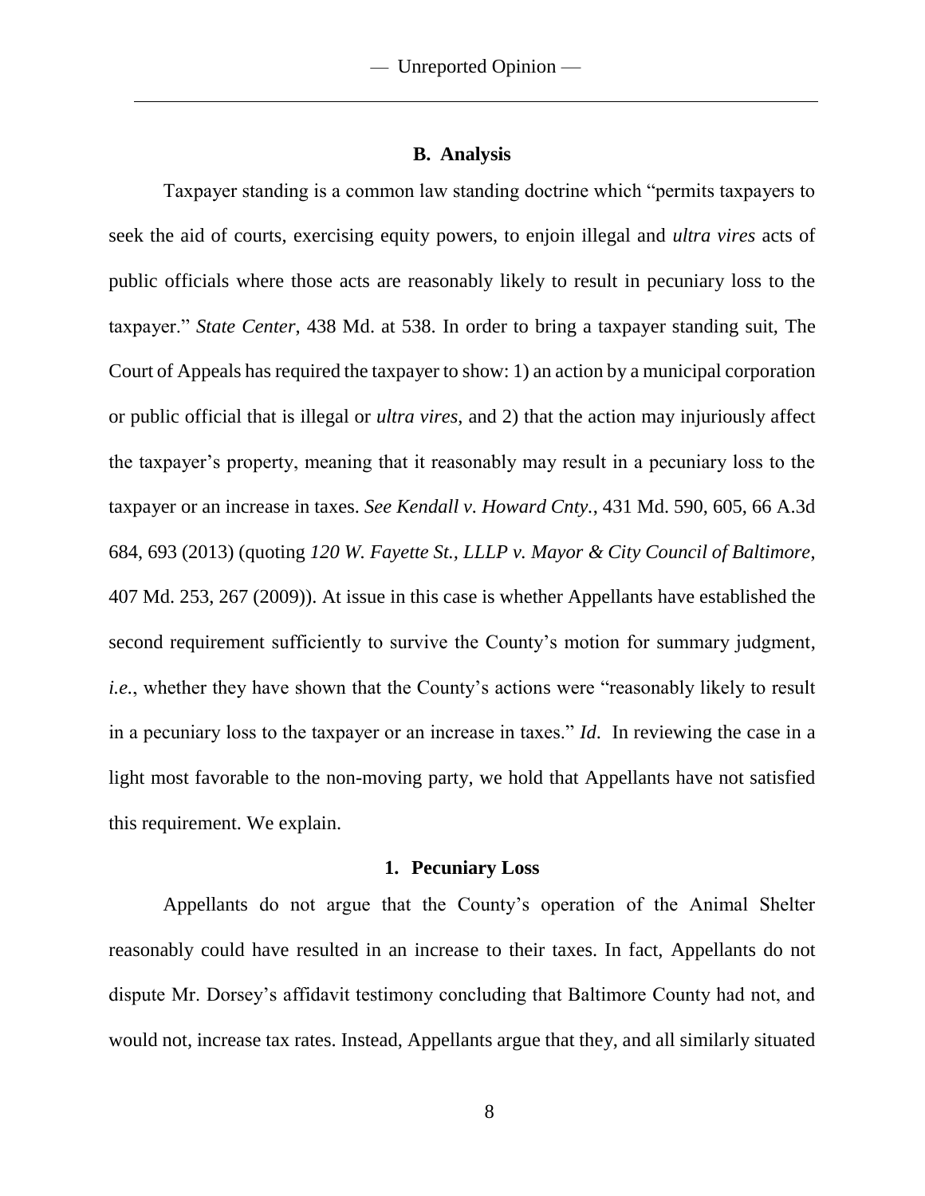### B. Analysis

Taxpayer standing is a common law standing doctrine which "permits taxpayers to seek the aid of courts, exercising equity powers, to enjoin illegal and *ultra vires* acts of public officials where those acts are reasonably likely to result in pecuniary loss to the taxpayer." *State Center*, 438 Md. at 538. In order to bring a taxpayer standing suit, The Court of Appeals has required the taxpayer to show: 1) an action by a municipal corporation or public official that is illegal or *ultra vires*, and 2) that the action may injuriously affect the taxpayer's property, meaning that it reasonably may result in a pecuniary loss to the taxpayer or an increase in taxes. *See Kendall v. Howard Cnty.*, 431 Md. 590, 605, 66 A.3d 684, 693 (2013) (quoting *120 W. Fayette St., LLLP v. Mayor & City Council of Baltimore*, 407 Md. 253, 267 (2009)). At issue in this case is whether Appellants have established the second requirement sufficiently to survive the County's motion for summary judgment, *i.e.*, whether they have shown that the County's actions were "reasonably likely to result in a pecuniary loss to the taxpayer or an increase in taxes." *Id*. In reviewing the case in a light most favorable to the non-moving party, we hold that Appellants have not satisfied this requirement. We explain.

#### 1. Pecuniary Loss

Appellants do not argue that the County's operation of the Animal Shelter reasonably could have resulted in an increase to their taxes. In fact, Appellants do not dispute Mr. Dorsey's affidavit testimony concluding that Baltimore County had not, and would not, increase tax rates. Instead, Appellants argue that they, and all similarly situated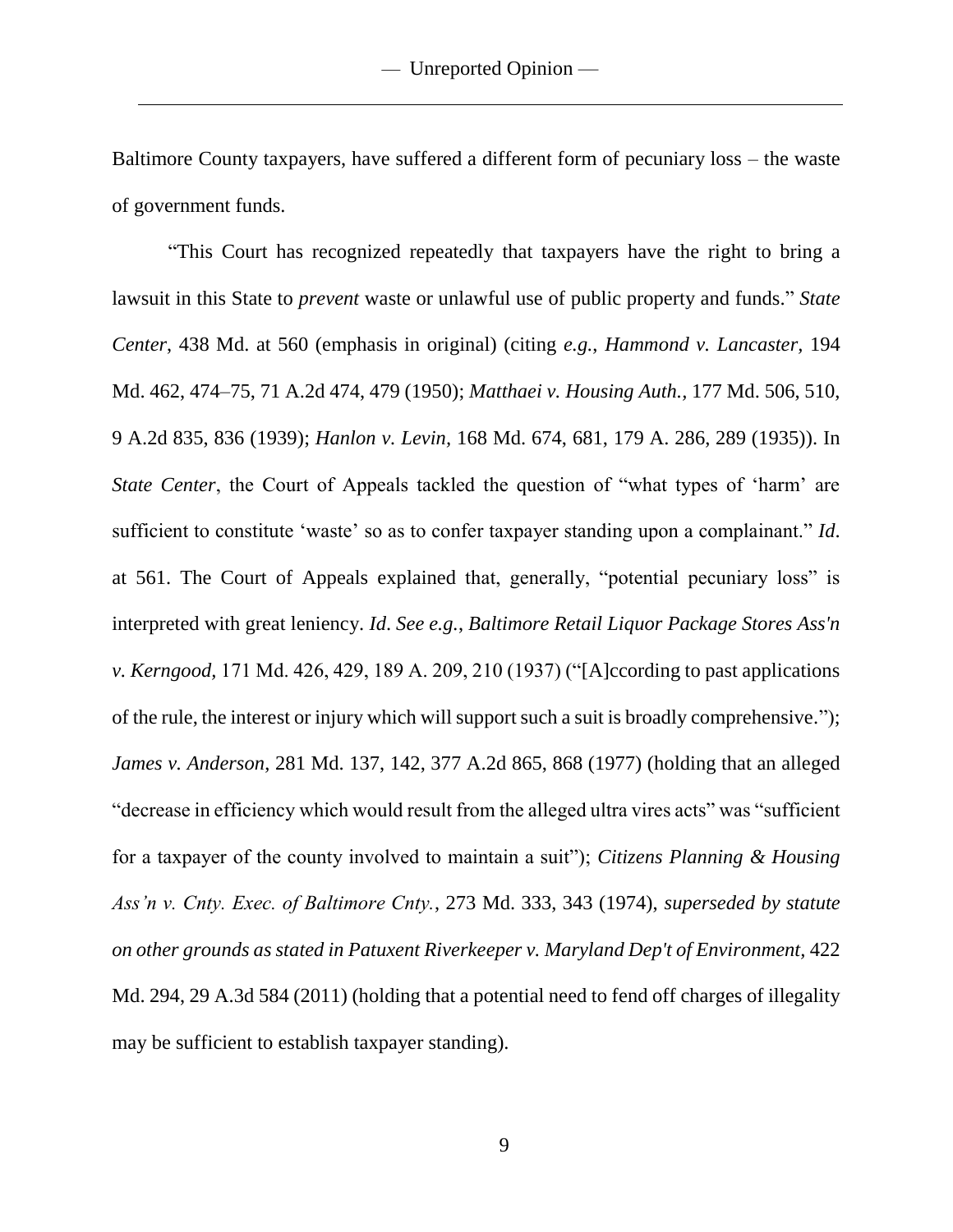Baltimore County taxpayers, have suffered a different form of pecuniary loss – the waste of government funds.

"This Court has recognized repeatedly that taxpayers have the right to bring a lawsuit in this State to *prevent* waste or unlawful use of public property and funds." *State Center*, 438 Md. at 560 (emphasis in original) (citing *e.g.*, *Hammond v. Lancaster,* 194 Md. 462, 474–75, 71 A.2d 474, 479 (1950); *Matthaei v. Housing Auth.,* 177 Md. 506, 510, 9 A.2d 835, 836 (1939); *Hanlon v. Levin,* 168 Md. 674, 681, 179 A. 286, 289 (1935)). In *State Center*, the Court of Appeals tackled the question of "what types of 'harm' are sufficient to constitute 'waste' so as to confer taxpayer standing upon a complainant." *Id*. at 561. The Court of Appeals explained that, generally, "potential pecuniary loss" is interpreted with great leniency. *Id*. *See e.g.*, *Baltimore Retail Liquor Package Stores Ass'n v. Kerngood,* 171 Md. 426, 429, 189 A. 209, 210 (1937) ("[A]ccording to past applications of the rule, the interest or injury which will support such a suit is broadly comprehensive."); *James v. Anderson*, 281 Md. 137, 142, 377 A.2d 865, 868 (1977) (holding that an alleged "decrease in efficiency which would result from the alleged ultra vires acts" was "sufficient for a taxpayer of the county involved to maintain a suit"); *Citizens Planning & Housing Ass'n v. Cnty. Exec. of Baltimore Cnty.*, 273 Md. 333, 343 (1974), *superseded by statute on other grounds as stated in Patuxent Riverkeeper v. Maryland Dep't of Environment*, 422 Md. 294, 29 A.3d 584 (2011) (holding that a potential need to fend off charges of illegality may be sufficient to establish taxpayer standing).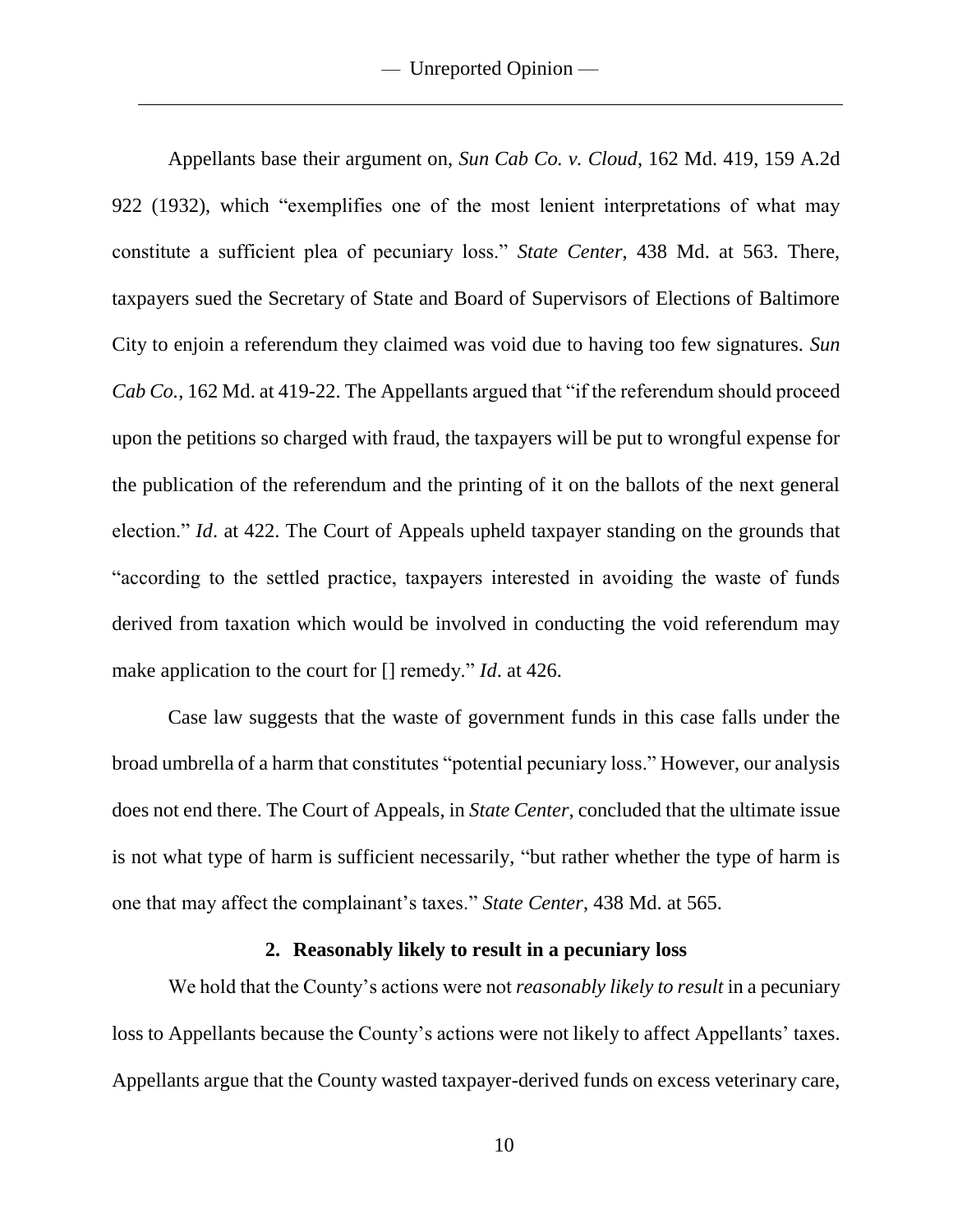Appellants base their argument on, *Sun Cab Co. v. Cloud*, 162 Md. 419, 159 A.2d 922 (1932), which "exemplifies one of the most lenient interpretations of what may constitute a sufficient plea of pecuniary loss." *State Center*, 438 Md. at 563. There, taxpayers sued the Secretary of State and Board of Supervisors of Elections of Baltimore City to enjoin a referendum they claimed was void due to having too few signatures. *Sun Cab Co.*, 162 Md. at 419-22. The Appellants argued that "if the referendum should proceed upon the petitions so charged with fraud, the taxpayers will be put to wrongful expense for the publication of the referendum and the printing of it on the ballots of the next general election." *Id*. at 422. The Court of Appeals upheld taxpayer standing on the grounds that "according to the settled practice, taxpayers interested in avoiding the waste of funds derived from taxation which would be involved in conducting the void referendum may make application to the court for [] remedy." *Id*. at 426.

Case law suggests that the waste of government funds in this case falls under the broad umbrella of a harm that constitutes "potential pecuniary loss." However, our analysis does not end there. The Court of Appeals, in *State Center*, concluded that the ultimate issue is not what type of harm is sufficient necessarily, "but rather whether the type of harm is one that may affect the complainant's taxes." *State Center*, 438 Md. at 565.

### 2. Reasonably likely to result in a pecuniary loss

We hold that the County's actions were not *reasonably likely to result* in a pecuniary loss to Appellants because the County's actions were not likely to affect Appellants' taxes. Appellants argue that the County wasted taxpayer-derived funds on excess veterinary care,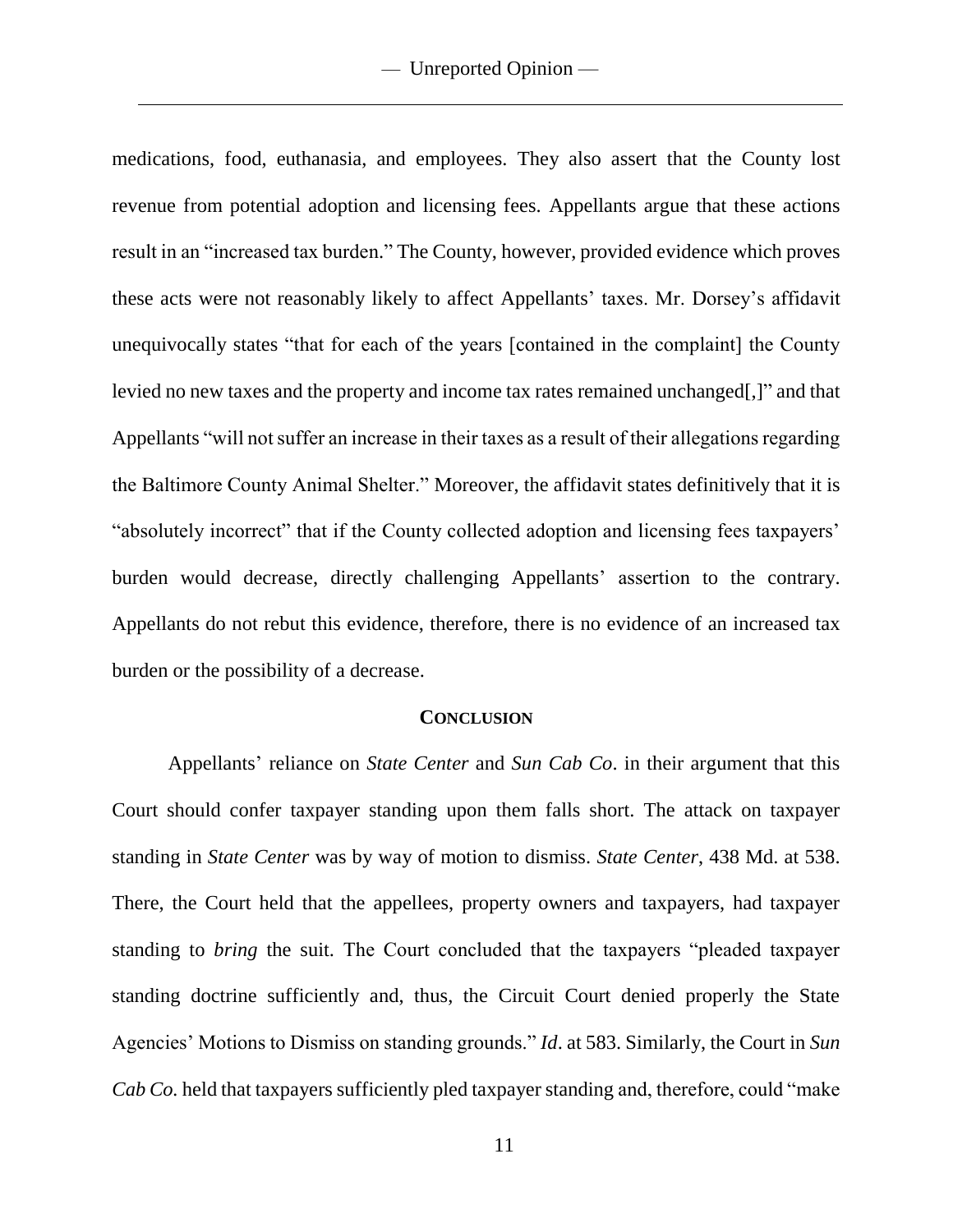medications, food, euthanasia, and employees. They also assert that the County lost revenue from potential adoption and licensing fees. Appellants argue that these actions result in an "increased tax burden." The County, however, provided evidence which proves these acts were not reasonably likely to affect Appellants' taxes. Mr. Dorsey's affidavit unequivocally states "that for each of the years [contained in the complaint] the County levied no new taxes and the property and income tax rates remained unchanged[,]" and that Appellants "will not suffer an increase in their taxes as a result of their allegations regarding the Baltimore County Animal Shelter." Moreover, the affidavit states definitively that it is "absolutely incorrect" that if the County collected adoption and licensing fees taxpayers' burden would decrease, directly challenging Appellants' assertion to the contrary. Appellants do not rebut this evidence, therefore, there is no evidence of an increased tax burden or the possibility of a decrease.

## **CONCLUSION**

Appellants' reliance on *State Center* and *Sun Cab Co*. in their argument that this Court should confer taxpayer standing upon them falls short. The attack on taxpayer standing in *State Center* was by way of motion to dismiss. *State Center*, 438 Md. at 538. There, the Court held that the appellees, property owners and taxpayers, had taxpayer standing to *bring* the suit. The Court concluded that the taxpayers "pleaded taxpayer standing doctrine sufficiently and, thus, the Circuit Court denied properly the State Agencies' Motions to Dismiss on standing grounds." *Id*. at 583. Similarly, the Court in *Sun Cab Co.* held that taxpayers sufficiently pled taxpayer standing and, therefore, could "make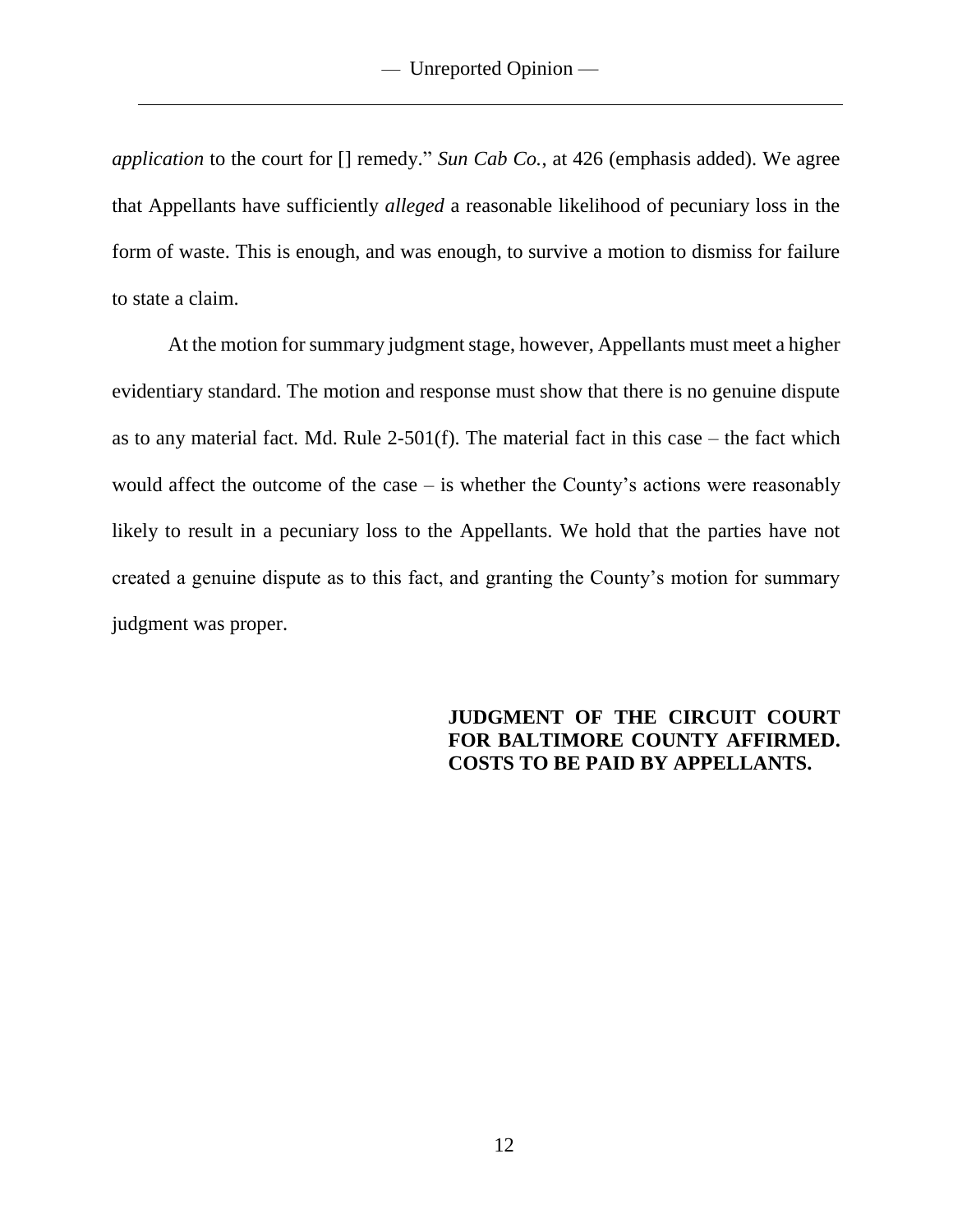*application* to the court for [] remedy." *Sun Cab Co.*, at 426 (emphasis added). We agree that Appellants have sufficiently *alleged* a reasonable likelihood of pecuniary loss in the form of waste. This is enough, and was enough, to survive a motion to dismiss for failure to state a claim.

At the motion for summary judgment stage, however, Appellants must meet a higher evidentiary standard. The motion and response must show that there is no genuine dispute as to any material fact. Md. Rule 2-501(f). The material fact in this case – the fact which would affect the outcome of the case – is whether the County's actions were reasonably likely to result in a pecuniary loss to the Appellants. We hold that the parties have not created a genuine dispute as to this fact, and granting the County's motion for summary judgment was proper.

**JUDGMENT OF THE CIRCUIT COURT FOR BALTIMORE COUNTY AFFIRMED. COSTS TO BE PAID BY APPELLANTS.**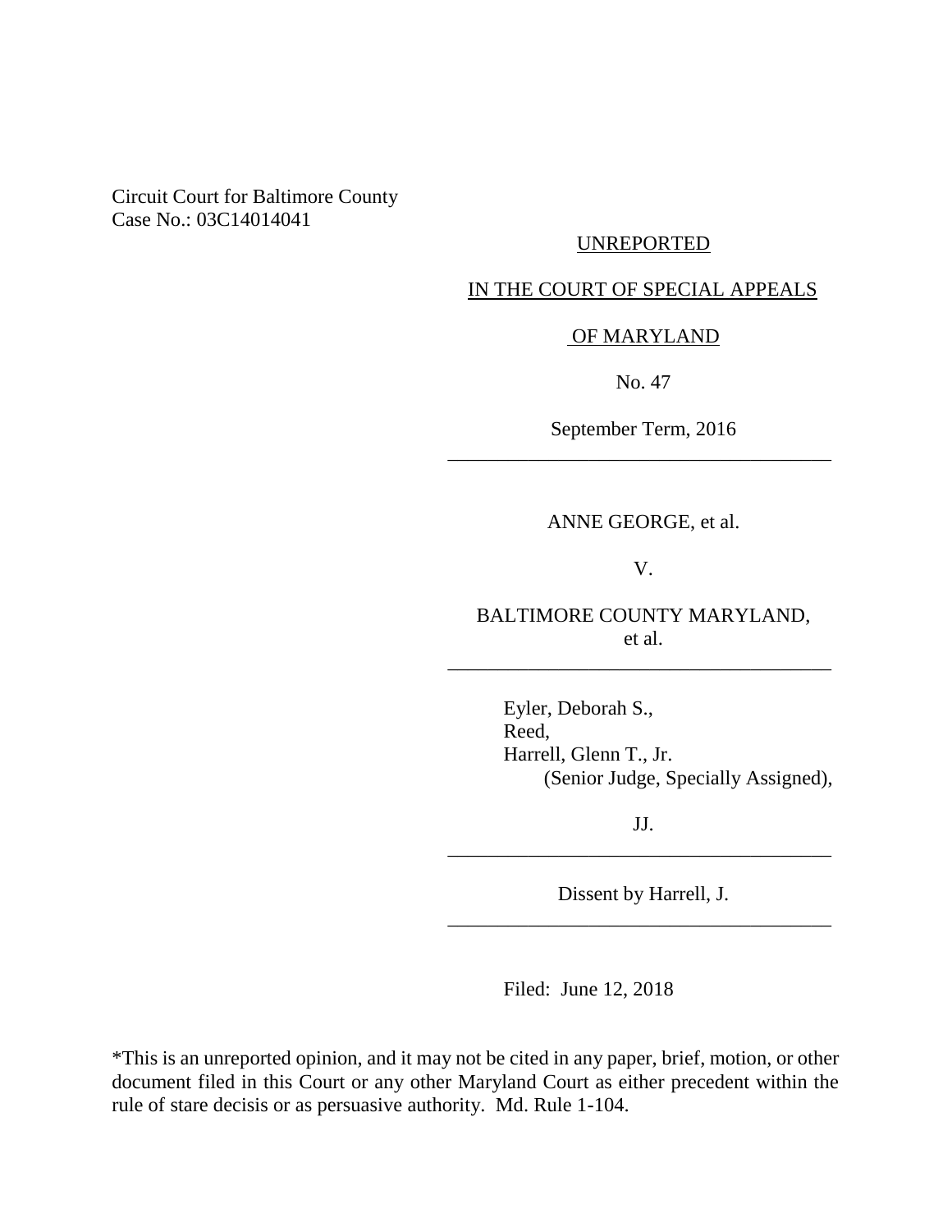Circuit Court for Baltimore County
Case No.: 03C14014041

UNREPORTED

IN THE COURT OF SPECIAL APPEALS

OF MARYLAND

No. 47

September Term, 2016

---

ANNE GEORGE, et al.

V.

BALTIMORE COUNTY MARYLAND,
et al.

---

Eyler, Deborah S.,
Reed,
Harrell, Glenn T., Jr.
(Senior Judge, Specially Assigned),

JJ.

---

Dissent by Harrell, J.

---

Filed: June 12, 2018

*This is an unreported opinion, and it may not be cited in any paper, brief, motion, or other document filed in this Court or any other Maryland Court as either precedent within the rule of stare decisis or as persuasive authority. Md. Rule 1-104.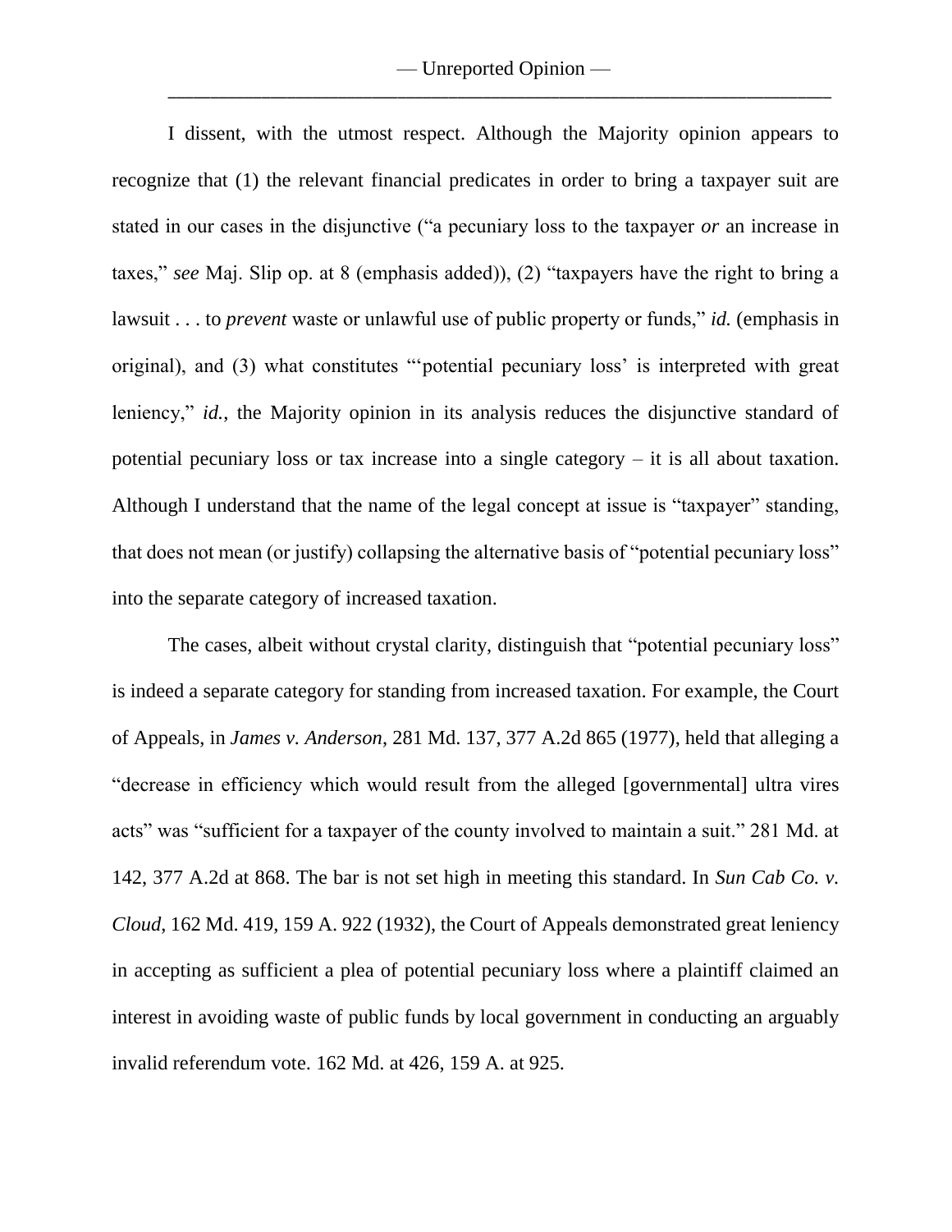I dissent, with the utmost respect. Although the Majority opinion appears to recognize that (1) the relevant financial predicates in order to bring a taxpayer suit are stated in our cases in the disjunctive ("a pecuniary loss to the taxpayer *or* an increase in taxes," *see* Maj. Slip op. at 8 (emphasis added)), (2) "taxpayers have the right to bring a lawsuit . . . to *prevent* waste or unlawful use of public property or funds," *id.* (emphasis in original), and (3) what constitutes "'potential pecuniary loss' is interpreted with great leniency," *id.*, the Majority opinion in its analysis reduces the disjunctive standard of potential pecuniary loss or tax increase into a single category – it is all about taxation. Although I understand that the name of the legal concept at issue is "taxpayer" standing, that does not mean (or justify) collapsing the alternative basis of "potential pecuniary loss" into the separate category of increased taxation.

The cases, albeit without crystal clarity, distinguish that "potential pecuniary loss" is indeed a separate category for standing from increased taxation. For example, the Court of Appeals, in *James v. Anderson*, 281 Md. 137, 377 A.2d 865 (1977), held that alleging a "decrease in efficiency which would result from the alleged [governmental] ultra vires acts" was "sufficient for a taxpayer of the county involved to maintain a suit." 281 Md. at 142, 377 A.2d at 868. The bar is not set high in meeting this standard. In *Sun Cab Co. v. Cloud*, 162 Md. 419, 159 A. 922 (1932), the Court of Appeals demonstrated great leniency in accepting as sufficient a plea of potential pecuniary loss where a plaintiff claimed an interest in avoiding waste of public funds by local government in conducting an arguably invalid referendum vote. 162 Md. at 426, 159 A. at 925.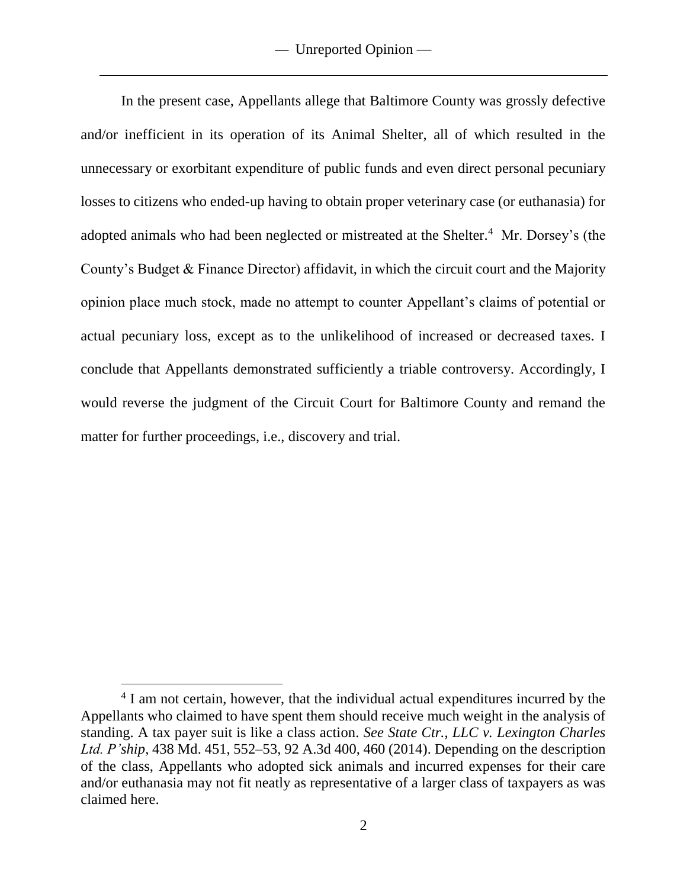In the present case, Appellants allege that Baltimore County was grossly defective and/or inefficient in its operation of its Animal Shelter, all of which resulted in the unnecessary or exorbitant expenditure of public funds and even direct personal pecuniary losses to citizens who ended-up having to obtain proper veterinary case (or euthanasia) for adopted animals who had been neglected or mistreated at the Shelter.[4] Mr. Dorsey's (the County's Budget & Finance Director) affidavit, in which the circuit court and the Majority opinion place much stock, made no attempt to counter Appellant's claims of potential or actual pecuniary loss, except as to the unlikelihood of increased or decreased taxes. I conclude that Appellants demonstrated sufficiently a triable controversy. Accordingly, I would reverse the judgment of the Circuit Court for Baltimore County and remand the matter for further proceedings, i.e., discovery and trial.

[4] I am not certain, however, that the individual actual expenditures incurred by the Appellants who claimed to have spent them should receive much weight in the analysis of standing. A tax payer suit is like a class action. *See State Ctr., LLC v. Lexington Charles Ltd. P'ship*, 438 Md. 451, 552–53, 92 A.3d 400, 460 (2014). Depending on the description of the class, Appellants who adopted sick animals and incurred expenses for their care and/or euthanasia may not fit neatly as representative of a larger class of taxpayers as was claimed here.